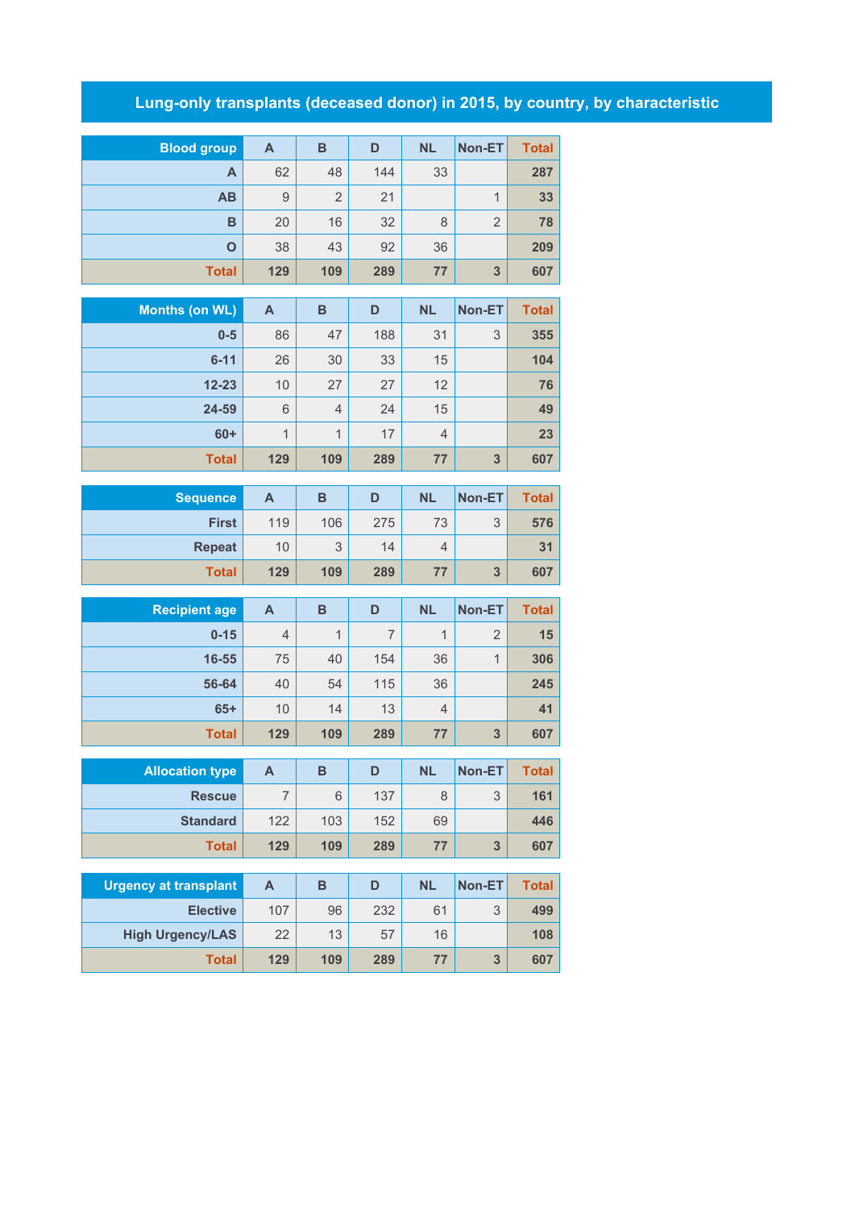# Lung-only transplants (deceased donor) in 2015, by country, by characteristic

| Blood group | A | B | D | NL | Non-ET | Total |
|---|---|---|---|---|---|---|
| A | 62 | 48 | 144 | 33 | | 287 |
| AB | 9 | 2 | 21 | | 1 | 33 |
| B | 20 | 16 | 32 | 8 | 2 | 78 |
| O | 38 | 43 | 92 | 36 | | 209 |
| Total | 129 | 109 | 289 | 77 | 3 | 607 |

| Months (on WL) | A | B | D | NL | Non-ET | Total |
|---|---|---|---|---|---|---|
| 0-5 | 86 | 47 | 188 | 31 | 3 | 355 |
| 6-11 | 26 | 30 | 33 | 15 | | 104 |
| 12-23 | 10 | 27 | 27 | 12 | | 76 |
| 24-59 | 6 | 4 | 24 | 15 | | 49 |
| 60+ | 1 | 1 | 17 | 4 | | 23 |
| Total | 129 | 109 | 289 | 77 | 3 | 607 |

| Sequence | A | B | D | NL | Non-ET | Total |
|---|---|---|---|---|---|---|
| First | 119 | 106 | 275 | 73 | 3 | 576 |
| Repeat | 10 | 3 | 14 | 4 | | 31 |
| Total | 129 | 109 | 289 | 77 | 3 | 607 |

| Recipient age | A | B | D | NL | Non-ET | Total |
|---|---|---|---|---|---|---|
| 0-15 | 4 | 1 | 7 | 1 | 2 | 15 |
| 16-55 | 75 | 40 | 154 | 36 | 1 | 306 |
| 56-64 | 40 | 54 | 115 | 36 | | 245 |
| 65+ | 10 | 14 | 13 | 4 | | 41 |
| Total | 129 | 109 | 289 | 77 | 3 | 607 |

| Allocation type | A | B | D | NL | Non-ET | Total |
|---|---|---|---|---|---|---|
| Rescue | 7 | 6 | 137 | 8 | 3 | 161 |
| Standard | 122 | 103 | 152 | 69 | | 446 |
| Total | 129 | 109 | 289 | 77 | 3 | 607 |

| Urgency at transplant | A | B | D | NL | Non-ET | Total |
|---|---|---|---|---|---|---|
| Elective | 107 | 96 | 232 | 61 | 3 | 499 |
| High Urgency/LAS | 22 | 13 | 57 | 16 | | 108 |
| Total | 129 | 109 | 289 | 77 | 3 | 607 |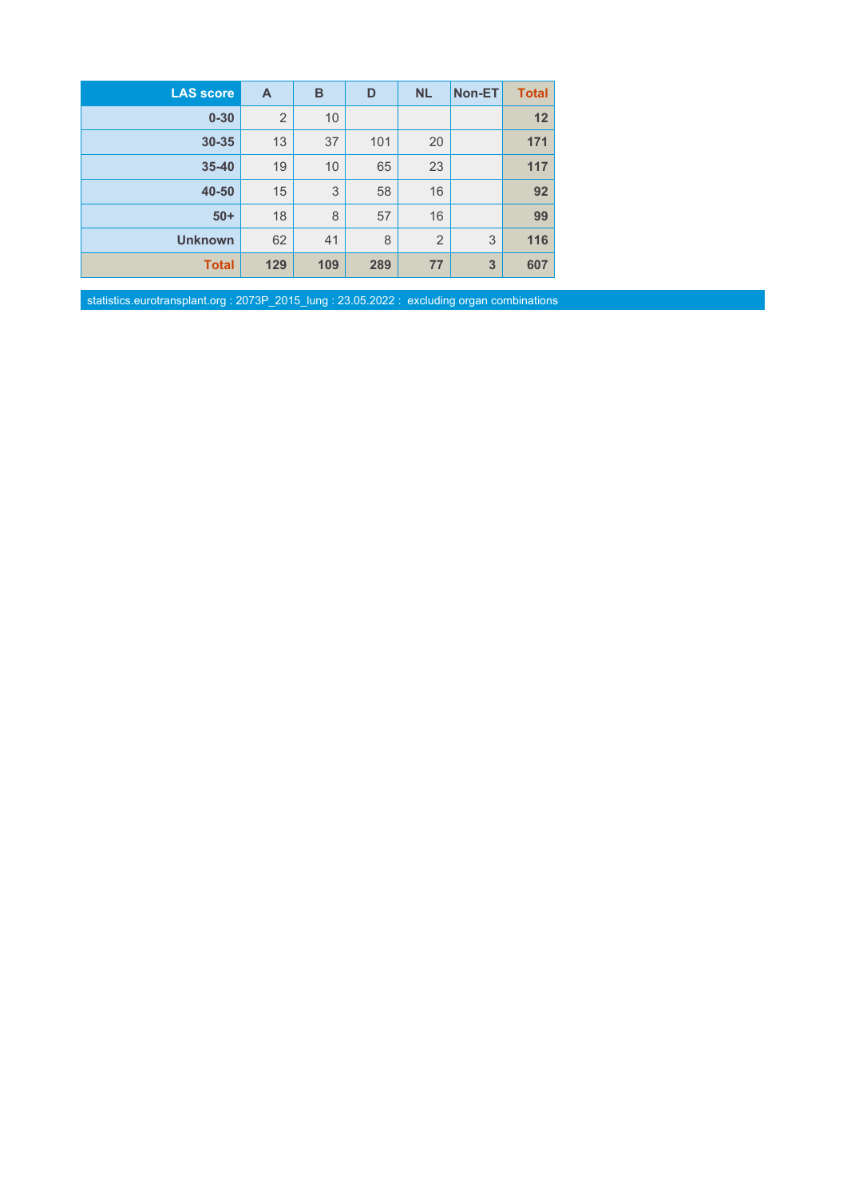| LAS score | A | B | D | NL | Non-ET | Total |
|---|---|---|---|---|---|---|
| 0-30 | 2 | 10 | | | | 12 |
| 30-35 | 13 | 37 | 101 | 20 | | 171 |
| 35-40 | 19 | 10 | 65 | 23 | | 117 |
| 40-50 | 15 | 3 | 58 | 16 | | 92 |
| 50+ | 18 | 8 | 57 | 16 | | 99 |
| Unknown | 62 | 41 | 8 | 2 | 3 | 116 |
| Total | 129 | 109 | 289 | 77 | 3 | 607 |

statistics.eurotransplant.org : 2073P_2015_lung : 23.05.2022 : excluding organ combinations